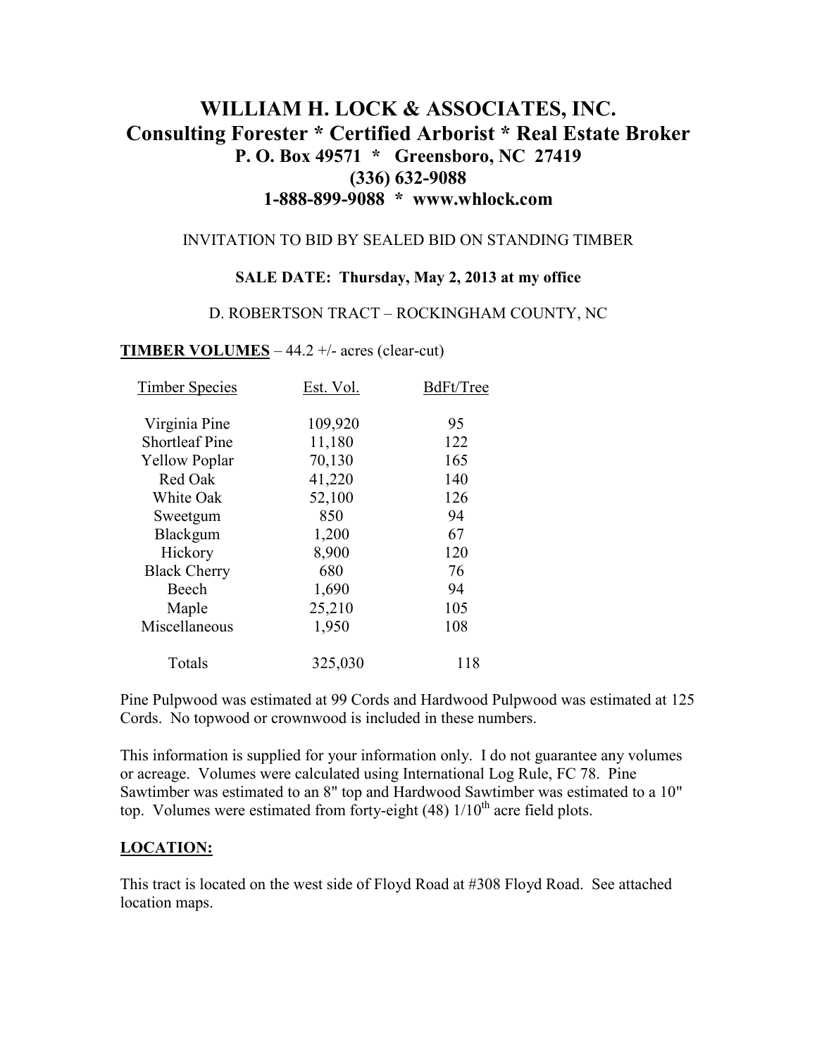# WILLIAM H. LOCK & ASSOCIATES, INC.

## Consulting Forester * Certified Arborist * Real Estate Broker

**P. O. Box 49571 * Greensboro, NC 27419**

**(336) 632-9088**

**1-888-899-9088 * www.whlock.com**

INVITATION TO BID BY SEALED BID ON STANDING TIMBER

**SALE DATE: Thursday, May 2, 2013 at my office**

D. ROBERTSON TRACT – ROCKINGHAM COUNTY, NC

**TIMBER VOLUMES** – 44.2 +/- acres (clear-cut)

| Timber Species | Est. Vol. | BdFt/Tree |
|---|---|---|
| Virginia Pine | 109,920 | 95 |
| Shortleaf Pine | 11,180 | 122 |
| Yellow Poplar | 70,130 | 165 |
| Red Oak | 41,220 | 140 |
| White Oak | 52,100 | 126 |
| Sweetgum | 850 | 94 |
| Blackgum | 1,200 | 67 |
| Hickory | 8,900 | 120 |
| Black Cherry | 680 | 76 |
| Beech | 1,690 | 94 |
| Maple | 25,210 | 105 |
| Miscellaneous | 1,950 | 108 |
| Totals | 325,030 | 118 |

Pine Pulpwood was estimated at 99 Cords and Hardwood Pulpwood was estimated at 125 Cords. No topwood or crownwood is included in these numbers.

This information is supplied for your information only. I do not guarantee any volumes or acreage. Volumes were calculated using International Log Rule, FC 78. Pine Sawtimber was estimated to an 8" top and Hardwood Sawtimber was estimated to a 10" top. Volumes were estimated from forty-eight (48) 1/10th acre field plots.

**LOCATION:**

This tract is located on the west side of Floyd Road at #308 Floyd Road. See attached location maps.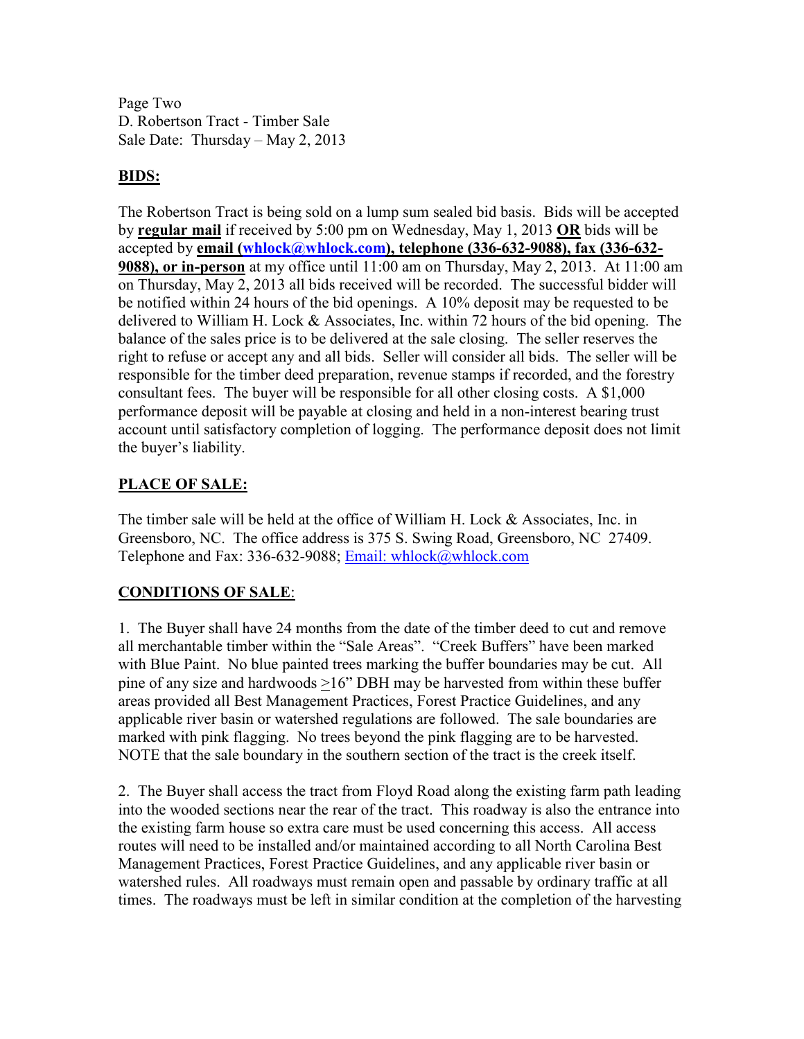Page Two
D. Robertson Tract - Timber Sale
Sale Date: Thursday – May 2, 2013

## BIDS:

The Robertson Tract is being sold on a lump sum sealed bid basis. Bids will be accepted by **regular mail** if received by 5:00 pm on Wednesday, May 1, 2013 **OR** bids will be accepted by **email (whlock@whlock.com), telephone (336-632-9088), fax (336-632-9088), or in-person** at my office until 11:00 am on Thursday, May 2, 2013. At 11:00 am on Thursday, May 2, 2013 all bids received will be recorded. The successful bidder will be notified within 24 hours of the bid openings. A 10% deposit may be requested to be delivered to William H. Lock & Associates, Inc. within 72 hours of the bid opening. The balance of the sales price is to be delivered at the sale closing. The seller reserves the right to refuse or accept any and all bids. Seller will consider all bids. The seller will be responsible for the timber deed preparation, revenue stamps if recorded, and the forestry consultant fees. The buyer will be responsible for all other closing costs. A $1,000 performance deposit will be payable at closing and held in a non-interest bearing trust account until satisfactory completion of logging. The performance deposit does not limit the buyer's liability.

## PLACE OF SALE:

The timber sale will be held at the office of William H. Lock & Associates, Inc. in Greensboro, NC. The office address is 375 S. Swing Road, Greensboro, NC 27409. Telephone and Fax: 336-632-9088; Email: whlock@whlock.com

## CONDITIONS OF SALE:

1. The Buyer shall have 24 months from the date of the timber deed to cut and remove all merchantable timber within the "Sale Areas". "Creek Buffers" have been marked with Blue Paint. No blue painted trees marking the buffer boundaries may be cut. All pine of any size and hardwoods ≥16" DBH may be harvested from within these buffer areas provided all Best Management Practices, Forest Practice Guidelines, and any applicable river basin or watershed regulations are followed. The sale boundaries are marked with pink flagging. No trees beyond the pink flagging are to be harvested. NOTE that the sale boundary in the southern section of the tract is the creek itself.

2. The Buyer shall access the tract from Floyd Road along the existing farm path leading into the wooded sections near the rear of the tract. This roadway is also the entrance into the existing farm house so extra care must be used concerning this access. All access routes will need to be installed and/or maintained according to all North Carolina Best Management Practices, Forest Practice Guidelines, and any applicable river basin or watershed rules. All roadways must remain open and passable by ordinary traffic at all times. The roadways must be left in similar condition at the completion of the harvesting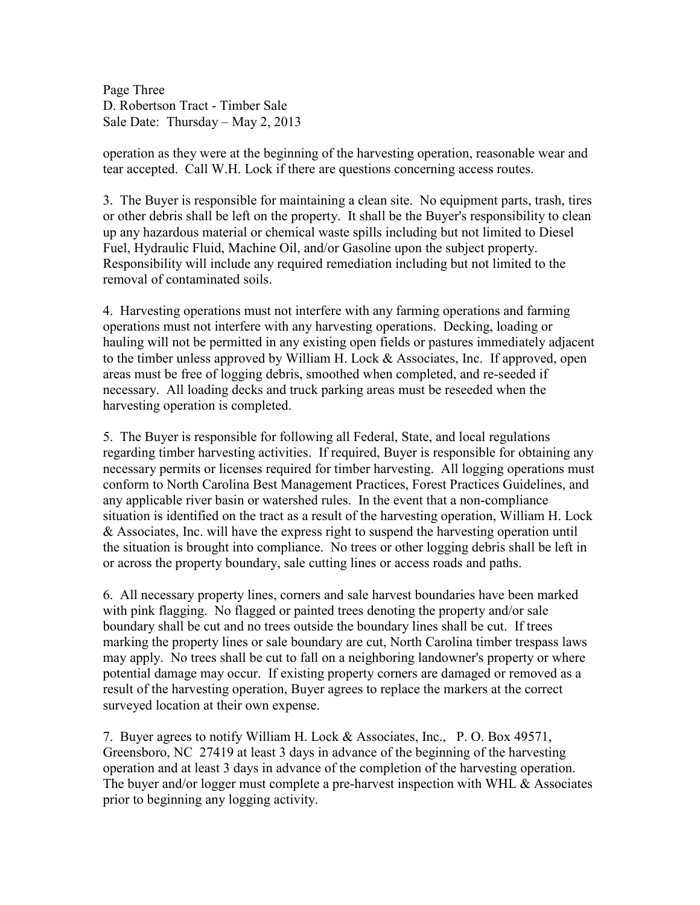operation as they were at the beginning of the harvesting operation, reasonable wear and tear accepted. Call W.H. Lock if there are questions concerning access routes.

3. The Buyer is responsible for maintaining a clean site. No equipment parts, trash, tires or other debris shall be left on the property. It shall be the Buyer's responsibility to clean up any hazardous material or chemical waste spills including but not limited to Diesel Fuel, Hydraulic Fluid, Machine Oil, and/or Gasoline upon the subject property. Responsibility will include any required remediation including but not limited to the removal of contaminated soils.

4. Harvesting operations must not interfere with any farming operations and farming operations must not interfere with any harvesting operations. Decking, loading or hauling will not be permitted in any existing open fields or pastures immediately adjacent to the timber unless approved by William H. Lock & Associates, Inc. If approved, open areas must be free of logging debris, smoothed when completed, and re-seeded if necessary. All loading decks and truck parking areas must be reseeded when the harvesting operation is completed.

5. The Buyer is responsible for following all Federal, State, and local regulations regarding timber harvesting activities. If required, Buyer is responsible for obtaining any necessary permits or licenses required for timber harvesting. All logging operations must conform to North Carolina Best Management Practices, Forest Practices Guidelines, and any applicable river basin or watershed rules. In the event that a non-compliance situation is identified on the tract as a result of the harvesting operation, William H. Lock & Associates, Inc. will have the express right to suspend the harvesting operation until the situation is brought into compliance. No trees or other logging debris shall be left in or across the property boundary, sale cutting lines or access roads and paths.

6. All necessary property lines, corners and sale harvest boundaries have been marked with pink flagging. No flagged or painted trees denoting the property and/or sale boundary shall be cut and no trees outside the boundary lines shall be cut. If trees marking the property lines or sale boundary are cut, North Carolina timber trespass laws may apply. No trees shall be cut to fall on a neighboring landowner's property or where potential damage may occur. If existing property corners are damaged or removed as a result of the harvesting operation, Buyer agrees to replace the markers at the correct surveyed location at their own expense.

7. Buyer agrees to notify William H. Lock & Associates, Inc., P. O. Box 49571, Greensboro, NC 27419 at least 3 days in advance of the beginning of the harvesting operation and at least 3 days in advance of the completion of the harvesting operation. The buyer and/or logger must complete a pre-harvest inspection with WHL & Associates prior to beginning any logging activity.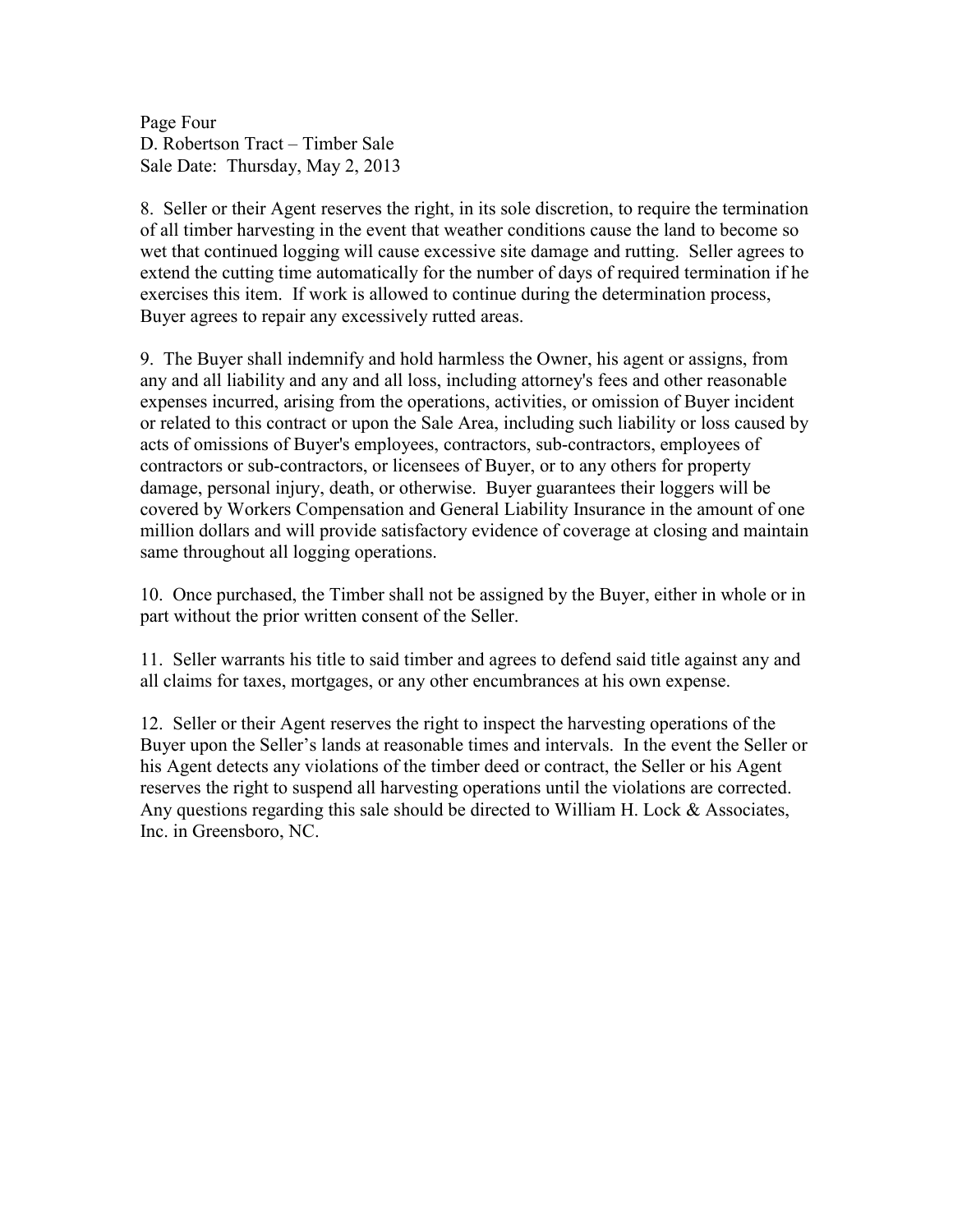8. Seller or their Agent reserves the right, in its sole discretion, to require the termination of all timber harvesting in the event that weather conditions cause the land to become so wet that continued logging will cause excessive site damage and rutting. Seller agrees to extend the cutting time automatically for the number of days of required termination if he exercises this item. If work is allowed to continue during the determination process, Buyer agrees to repair any excessively rutted areas.

9. The Buyer shall indemnify and hold harmless the Owner, his agent or assigns, from any and all liability and any and all loss, including attorney's fees and other reasonable expenses incurred, arising from the operations, activities, or omission of Buyer incident or related to this contract or upon the Sale Area, including such liability or loss caused by acts of omissions of Buyer's employees, contractors, sub-contractors, employees of contractors or sub-contractors, or licensees of Buyer, or to any others for property damage, personal injury, death, or otherwise. Buyer guarantees their loggers will be covered by Workers Compensation and General Liability Insurance in the amount of one million dollars and will provide satisfactory evidence of coverage at closing and maintain same throughout all logging operations.

10. Once purchased, the Timber shall not be assigned by the Buyer, either in whole or in part without the prior written consent of the Seller.

11. Seller warrants his title to said timber and agrees to defend said title against any and all claims for taxes, mortgages, or any other encumbrances at his own expense.

12. Seller or their Agent reserves the right to inspect the harvesting operations of the Buyer upon the Seller's lands at reasonable times and intervals. In the event the Seller or his Agent detects any violations of the timber deed or contract, the Seller or his Agent reserves the right to suspend all harvesting operations until the violations are corrected. Any questions regarding this sale should be directed to William H. Lock & Associates, Inc. in Greensboro, NC.